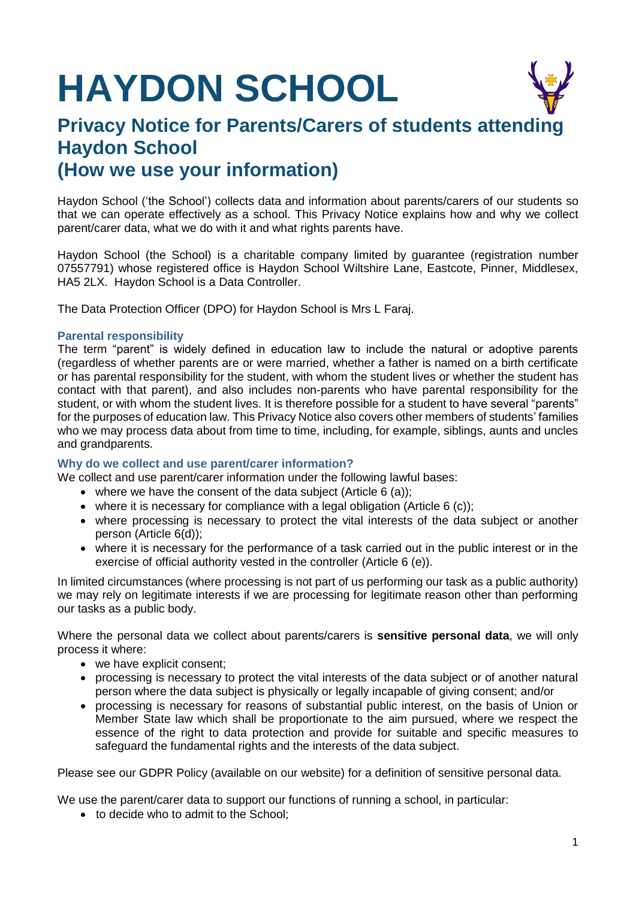# HAYDON SCHOOL

## Privacy Notice for Parents/Carers of students attending Haydon School (How we use your information)

Haydon School ('the School') collects data and information about parents/carers of our students so that we can operate effectively as a school. This Privacy Notice explains how and why we collect parent/carer data, what we do with it and what rights parents have.

Haydon School (the School) is a charitable company limited by guarantee (registration number 07557791) whose registered office is Haydon School Wiltshire Lane, Eastcote, Pinner, Middlesex, HA5 2LX. Haydon School is a Data Controller.

The Data Protection Officer (DPO) for Haydon School is Mrs L Faraj.

### Parental responsibility

The term "parent" is widely defined in education law to include the natural or adoptive parents (regardless of whether parents are or were married, whether a father is named on a birth certificate or has parental responsibility for the student, with whom the student lives or whether the student has contact with that parent), and also includes non-parents who have parental responsibility for the student, or with whom the student lives. It is therefore possible for a student to have several "parents" for the purposes of education law. This Privacy Notice also covers other members of students' families who we may process data about from time to time, including, for example, siblings, aunts and uncles and grandparents.

### Why do we collect and use parent/carer information?

We collect and use parent/carer information under the following lawful bases:

- where we have the consent of the data subject (Article 6 (a));
- where it is necessary for compliance with a legal obligation (Article 6 (c));
- where processing is necessary to protect the vital interests of the data subject or another person (Article 6(d));
- where it is necessary for the performance of a task carried out in the public interest or in the exercise of official authority vested in the controller (Article 6 (e)).

In limited circumstances (where processing is not part of us performing our task as a public authority) we may rely on legitimate interests if we are processing for legitimate reason other than performing our tasks as a public body.

Where the personal data we collect about parents/carers is **sensitive personal data**, we will only process it where:

- we have explicit consent;
- processing is necessary to protect the vital interests of the data subject or of another natural person where the data subject is physically or legally incapable of giving consent; and/or
- processing is necessary for reasons of substantial public interest, on the basis of Union or Member State law which shall be proportionate to the aim pursued, where we respect the essence of the right to data protection and provide for suitable and specific measures to safeguard the fundamental rights and the interests of the data subject.

Please see our GDPR Policy (available on our website) for a definition of sensitive personal data.

We use the parent/carer data to support our functions of running a school, in particular:

- to decide who to admit to the School;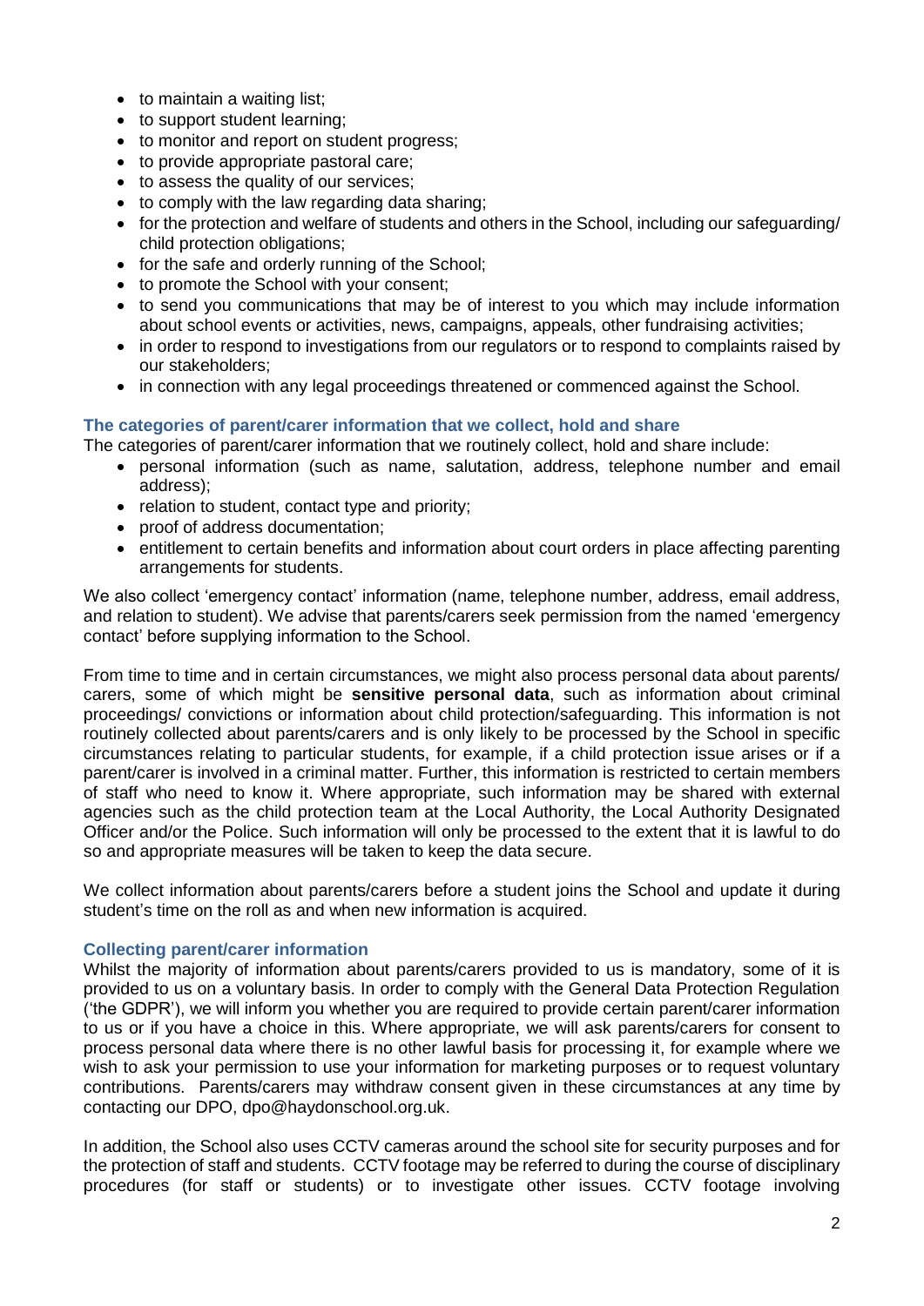- to maintain a waiting list;
- to support student learning;
- to monitor and report on student progress;
- to provide appropriate pastoral care;
- to assess the quality of our services;
- to comply with the law regarding data sharing;
- for the protection and welfare of students and others in the School, including our safeguarding/ child protection obligations;
- for the safe and orderly running of the School;
- to promote the School with your consent;
- to send you communications that may be of interest to you which may include information about school events or activities, news, campaigns, appeals, other fundraising activities;
- in order to respond to investigations from our regulators or to respond to complaints raised by our stakeholders;
- in connection with any legal proceedings threatened or commenced against the School.

### The categories of parent/carer information that we collect, hold and share

The categories of parent/carer information that we routinely collect, hold and share include:

- personal information (such as name, salutation, address, telephone number and email address);
- relation to student, contact type and priority;
- proof of address documentation;
- entitlement to certain benefits and information about court orders in place affecting parenting arrangements for students.

We also collect 'emergency contact' information (name, telephone number, address, email address, and relation to student). We advise that parents/carers seek permission from the named 'emergency contact' before supplying information to the School.

From time to time and in certain circumstances, we might also process personal data about parents/ carers, some of which might be **sensitive personal data**, such as information about criminal proceedings/ convictions or information about child protection/safeguarding. This information is not routinely collected about parents/carers and is only likely to be processed by the School in specific circumstances relating to particular students, for example, if a child protection issue arises or if a parent/carer is involved in a criminal matter. Further, this information is restricted to certain members of staff who need to know it. Where appropriate, such information may be shared with external agencies such as the child protection team at the Local Authority, the Local Authority Designated Officer and/or the Police. Such information will only be processed to the extent that it is lawful to do so and appropriate measures will be taken to keep the data secure.

We collect information about parents/carers before a student joins the School and update it during student's time on the roll as and when new information is acquired.

### Collecting parent/carer information

Whilst the majority of information about parents/carers provided to us is mandatory, some of it is provided to us on a voluntary basis. In order to comply with the General Data Protection Regulation ('the GDPR'), we will inform you whether you are required to provide certain parent/carer information to us or if you have a choice in this. Where appropriate, we will ask parents/carers for consent to process personal data where there is no other lawful basis for processing it, for example where we wish to ask your permission to use your information for marketing purposes or to request voluntary contributions. Parents/carers may withdraw consent given in these circumstances at any time by contacting our DPO, dpo@haydonschool.org.uk.

In addition, the School also uses CCTV cameras around the school site for security purposes and for the protection of staff and students. CCTV footage may be referred to during the course of disciplinary procedures (for staff or students) or to investigate other issues. CCTV footage involving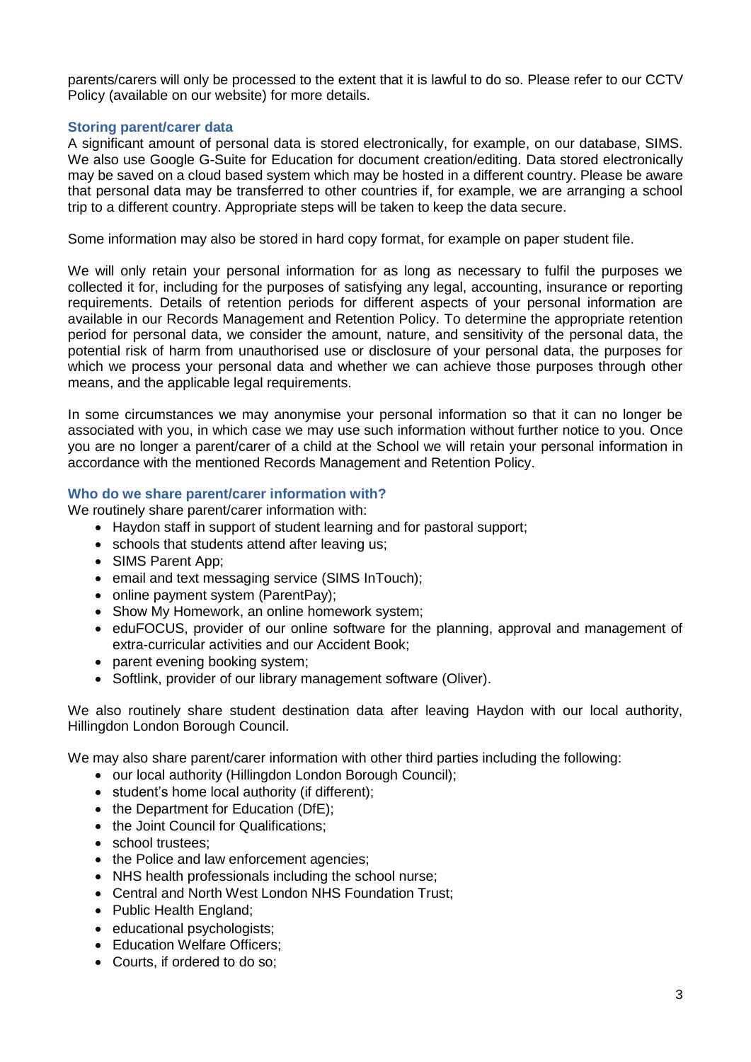parents/carers will only be processed to the extent that it is lawful to do so. Please refer to our CCTV Policy (available on our website) for more details.

### Storing parent/carer data

A significant amount of personal data is stored electronically, for example, on our database, SIMS. We also use Google G-Suite for Education for document creation/editing. Data stored electronically may be saved on a cloud based system which may be hosted in a different country. Please be aware that personal data may be transferred to other countries if, for example, we are arranging a school trip to a different country. Appropriate steps will be taken to keep the data secure.

Some information may also be stored in hard copy format, for example on paper student file.

We will only retain your personal information for as long as necessary to fulfil the purposes we collected it for, including for the purposes of satisfying any legal, accounting, insurance or reporting requirements. Details of retention periods for different aspects of your personal information are available in our Records Management and Retention Policy. To determine the appropriate retention period for personal data, we consider the amount, nature, and sensitivity of the personal data, the potential risk of harm from unauthorised use or disclosure of your personal data, the purposes for which we process your personal data and whether we can achieve those purposes through other means, and the applicable legal requirements.

In some circumstances we may anonymise your personal information so that it can no longer be associated with you, in which case we may use such information without further notice to you. Once you are no longer a parent/carer of a child at the School we will retain your personal information in accordance with the mentioned Records Management and Retention Policy.

### Who do we share parent/carer information with?

We routinely share parent/carer information with:

- Haydon staff in support of student learning and for pastoral support;
- schools that students attend after leaving us;
- SIMS Parent App;
- email and text messaging service (SIMS InTouch);
- online payment system (ParentPay);
- Show My Homework, an online homework system;
- eduFOCUS, provider of our online software for the planning, approval and management of extra-curricular activities and our Accident Book;
- parent evening booking system;
- Softlink, provider of our library management software (Oliver).

We also routinely share student destination data after leaving Haydon with our local authority, Hillingdon London Borough Council.

We may also share parent/carer information with other third parties including the following:

- our local authority (Hillingdon London Borough Council);
- student's home local authority (if different);
- the Department for Education (DfE);
- the Joint Council for Qualifications;
- school trustees;
- the Police and law enforcement agencies;
- NHS health professionals including the school nurse;
- Central and North West London NHS Foundation Trust;
- Public Health England;
- educational psychologists;
- Education Welfare Officers;
- Courts, if ordered to do so;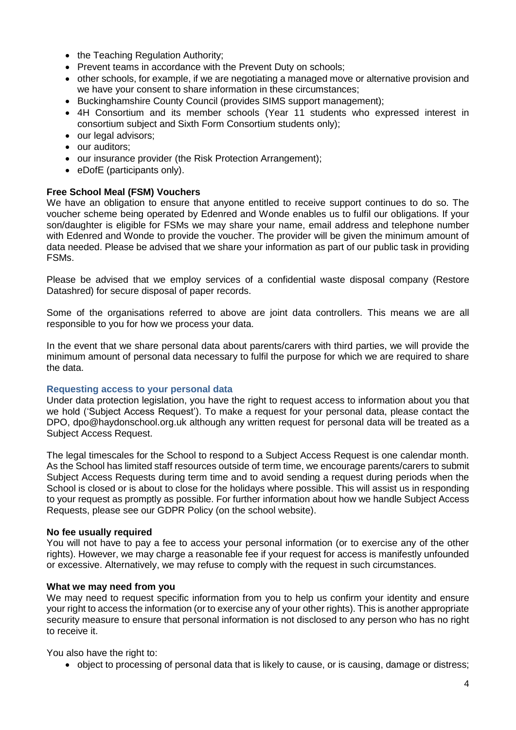- the Teaching Regulation Authority;
- Prevent teams in accordance with the Prevent Duty on schools;
- other schools, for example, if we are negotiating a managed move or alternative provision and we have your consent to share information in these circumstances;
- Buckinghamshire County Council (provides SIMS support management);
- 4H Consortium and its member schools (Year 11 students who expressed interest in consortium subject and Sixth Form Consortium students only);
- our legal advisors;
- our auditors;
- our insurance provider (the Risk Protection Arrangement);
- eDofE (participants only).

**Free School Meal (FSM) Vouchers**
We have an obligation to ensure that anyone entitled to receive support continues to do so. The voucher scheme being operated by Edenred and Wonde enables us to fulfil our obligations. If your son/daughter is eligible for FSMs we may share your name, email address and telephone number with Edenred and Wonde to provide the voucher. The provider will be given the minimum amount of data needed. Please be advised that we share your information as part of our public task in providing FSMs.

Please be advised that we employ services of a confidential waste disposal company (Restore Datashred) for secure disposal of paper records.

Some of the organisations referred to above are joint data controllers. This means we are all responsible to you for how we process your data.

In the event that we share personal data about parents/carers with third parties, we will provide the minimum amount of personal data necessary to fulfil the purpose for which we are required to share the data.

### Requesting access to your personal data

Under data protection legislation, you have the right to request access to information about you that we hold ('Subject Access Request'). To make a request for your personal data, please contact the DPO, dpo@haydonschool.org.uk although any written request for personal data will be treated as a Subject Access Request.

The legal timescales for the School to respond to a Subject Access Request is one calendar month. As the School has limited staff resources outside of term time, we encourage parents/carers to submit Subject Access Requests during term time and to avoid sending a request during periods when the School is closed or is about to close for the holidays where possible. This will assist us in responding to your request as promptly as possible. For further information about how we handle Subject Access Requests, please see our GDPR Policy (on the school website).

**No fee usually required**
You will not have to pay a fee to access your personal information (or to exercise any of the other rights). However, we may charge a reasonable fee if your request for access is manifestly unfounded or excessive. Alternatively, we may refuse to comply with the request in such circumstances.

**What we may need from you**
We may need to request specific information from you to help us confirm your identity and ensure your right to access the information (or to exercise any of your other rights). This is another appropriate security measure to ensure that personal information is not disclosed to any person who has no right to receive it.

You also have the right to:

- object to processing of personal data that is likely to cause, or is causing, damage or distress;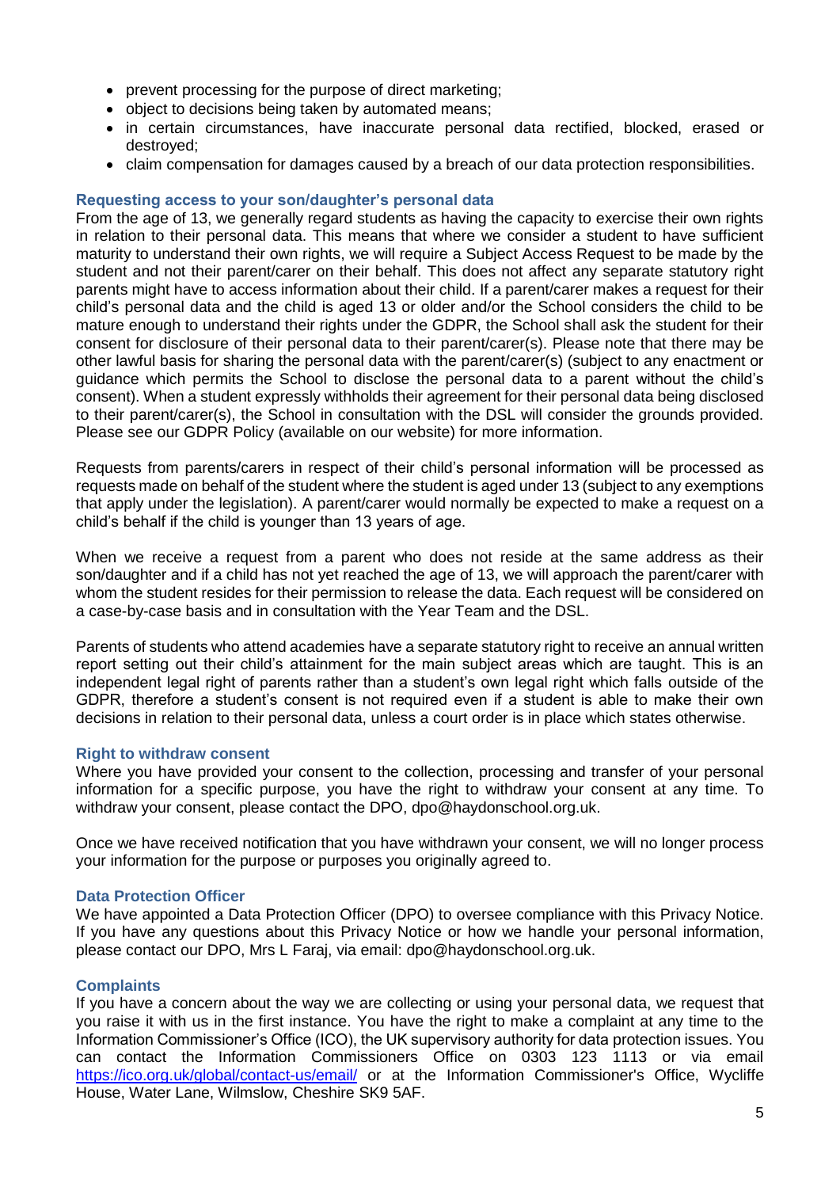- prevent processing for the purpose of direct marketing;
- object to decisions being taken by automated means;
- in certain circumstances, have inaccurate personal data rectified, blocked, erased or destroyed;
- claim compensation for damages caused by a breach of our data protection responsibilities.

### Requesting access to your son/daughter's personal data

From the age of 13, we generally regard students as having the capacity to exercise their own rights in relation to their personal data. This means that where we consider a student to have sufficient maturity to understand their own rights, we will require a Subject Access Request to be made by the student and not their parent/carer on their behalf. This does not affect any separate statutory right parents might have to access information about their child. If a parent/carer makes a request for their child's personal data and the child is aged 13 or older and/or the School considers the child to be mature enough to understand their rights under the GDPR, the School shall ask the student for their consent for disclosure of their personal data to their parent/carer(s). Please note that there may be other lawful basis for sharing the personal data with the parent/carer(s) (subject to any enactment or guidance which permits the School to disclose the personal data to a parent without the child's consent). When a student expressly withholds their agreement for their personal data being disclosed to their parent/carer(s), the School in consultation with the DSL will consider the grounds provided. Please see our GDPR Policy (available on our website) for more information.

Requests from parents/carers in respect of their child's personal information will be processed as requests made on behalf of the student where the student is aged under 13 (subject to any exemptions that apply under the legislation). A parent/carer would normally be expected to make a request on a child's behalf if the child is younger than 13 years of age.

When we receive a request from a parent who does not reside at the same address as their son/daughter and if a child has not yet reached the age of 13, we will approach the parent/carer with whom the student resides for their permission to release the data. Each request will be considered on a case-by-case basis and in consultation with the Year Team and the DSL.

Parents of students who attend academies have a separate statutory right to receive an annual written report setting out their child's attainment for the main subject areas which are taught. This is an independent legal right of parents rather than a student's own legal right which falls outside of the GDPR, therefore a student's consent is not required even if a student is able to make their own decisions in relation to their personal data, unless a court order is in place which states otherwise.

### Right to withdraw consent

Where you have provided your consent to the collection, processing and transfer of your personal information for a specific purpose, you have the right to withdraw your consent at any time. To withdraw your consent, please contact the DPO, dpo@haydonschool.org.uk.

Once we have received notification that you have withdrawn your consent, we will no longer process your information for the purpose or purposes you originally agreed to.

### Data Protection Officer

We have appointed a Data Protection Officer (DPO) to oversee compliance with this Privacy Notice. If you have any questions about this Privacy Notice or how we handle your personal information, please contact our DPO, Mrs L Faraj, via email: dpo@haydonschool.org.uk.

### Complaints

If you have a concern about the way we are collecting or using your personal data, we request that you raise it with us in the first instance. You have the right to make a complaint at any time to the Information Commissioner's Office (ICO), the UK supervisory authority for data protection issues. You can contact the Information Commissioners Office on 0303 123 1113 or via email [https://ico.org.uk/global/contact-us/email/](https://ico.org.uk/global/contact-us/email/) or at the Information Commissioner's Office, Wycliffe House, Water Lane, Wilmslow, Cheshire SK9 5AF.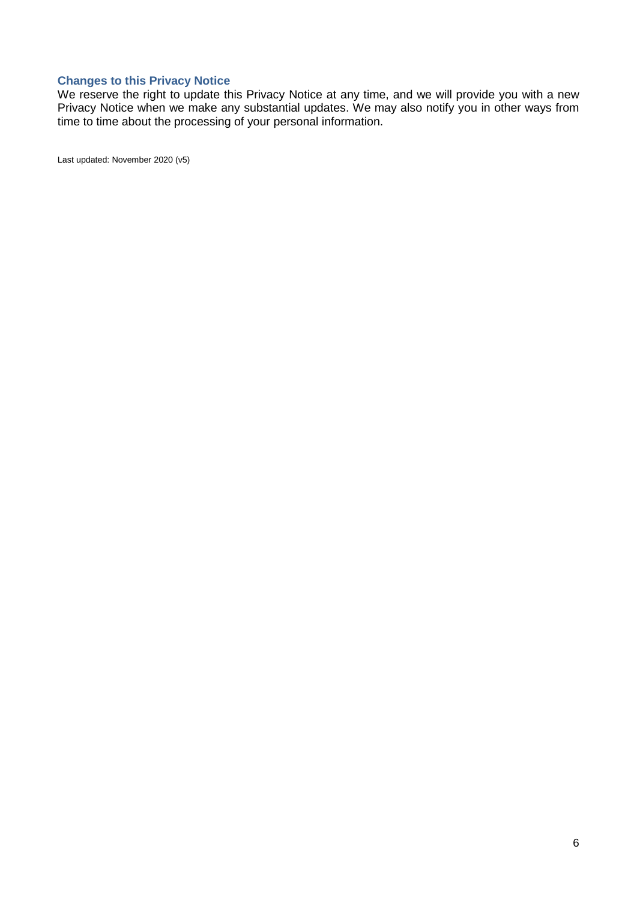## Changes to this Privacy Notice

We reserve the right to update this Privacy Notice at any time, and we will provide you with a new Privacy Notice when we make any substantial updates. We may also notify you in other ways from time to time about the processing of your personal information.

Last updated: November 2020 (v5)